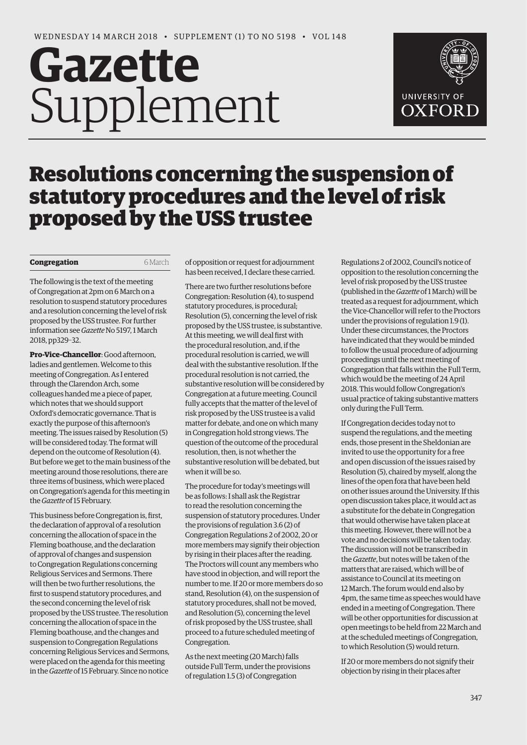WEDNESDAY 14 MARCH 2018 • SUPPLEMENT (1) TO NO 5198 • VOL 148

# Gazette Supplement

# Resolutions concerning the suspension of statutory procedures and the level of risk proposed by the USS trustee

**Congregation** 6 March

The following is the text of the meeting of Congregation at 2pm on 6 March on a resolution to suspend statutory procedures and a resolution concerning the level of risk proposed by the USS trustee. For further information see *Gazette* No 5197, 1 March 2018, pp329–32.

**Pro-Vice-Chancellor**: Good afternoon, ladies and gentlemen. Welcome to this meeting of Congregation. As I entered through the Clarendon Arch, some colleagues handed me a piece of paper, which notes that we should support Oxford's democratic governance. That is exactly the purpose of this afternoon's meeting. The issues raised by Resolution (5) will be considered today. The format will depend on the outcome of Resolution (4). But before we get to the main business of the meeting around those resolutions, there are three items of business, which were placed on Congregation's agenda for this meeting in the *Gazette* of 15 February.

This business before Congregation is, first, the declaration of approval of a resolution concerning the allocation of space in the Fleming boathouse, and the declaration of approval of changes and suspension to Congregation Regulations concerning Religious Services and Sermons. There will then be two further resolutions, the first to suspend statutory procedures, and the second concerning the level of risk proposed by the USS trustee. The resolution concerning the allocation of space in the Fleming boathouse, and the changes and suspension to Congregation Regulations concerning Religious Services and Sermons, were placed on the agenda for this meeting in the *Gazette* of 15 February. Since no notice of opposition or request for adjournment has been received, I declare these carried.

There are two further resolutions before Congregation: Resolution (4), to suspend statutory procedures, is procedural; Resolution (5), concerning the level of risk proposed by the USS trustee, is substantive. At this meeting, we will deal first with the procedural resolution, and, if the procedural resolution is carried, we will deal with the substantive resolution. If the procedural resolution is not carried, the substantive resolution will be considered by Congregation at a future meeting. Council fully accepts that the matter of the level of risk proposed by the USS trustee is a valid matter for debate, and one on which many in Congregation hold strong views. The question of the outcome of the procedural resolution, then, is not whether the substantive resolution will be debated, but when it will be so.

The procedure for today's meetings will be as follows: I shall ask the Registrar to read the resolution concerning the suspension of statutory procedures. Under the provisions of regulation 3.6 (2) of Congregation Regulations 2 of 2002, 20 or more members may signify their objection by rising in their places after the reading. The Proctors will count any members who have stood in objection, and will report the number to me. If 20 or more members do so stand, Resolution (4), on the suspension of statutory procedures, shall not be moved, and Resolution (5), concerning the level of risk proposed by the USS trustee, shall proceed to a future scheduled meeting of Congregation.

As the next meeting (20 March) falls outside Full Term, under the provisions of regulation 1.5 (3) of Congregation Regulations 2 of 2002, Council's notice of opposition to the resolution concerning the level of risk proposed by the USS trustee (published in the *Gazette* of 1 March) will be treated as a request for adjournment, which the Vice-Chancellor will refer to the Proctors under the provisions of regulation 1.9 (1). Under these circumstances, the Proctors have indicated that they would be minded to follow the usual procedure of adjourning proceedings until the next meeting of Congregation that falls within the Full Term, which would be the meeting of 24 April 2018. This would follow Congregation's usual practice of taking substantive matters only during the Full Term.

If Congregation decides today not to suspend the regulations, and the meeting ends, those present in the Sheldonian are invited to use the opportunity for a free and open discussion of the issues raised by Resolution (5), chaired by myself, along the lines of the open fora that have been held on other issues around the University. If this open discussion takes place, it would act as a substitute for the debate in Congregation that would otherwise have taken place at this meeting. However, there will not be a vote and no decisions will be taken today. The discussion will not be transcribed in the *Gazette*, but notes will be taken of the matters that are raised, which will be of assistance to Council at its meeting on 12 March. The forum would end also by 4pm, the same time as speeches would have ended in a meeting of Congregation. There will be other opportunities for discussion at open meetings to be held from 22 March and at the scheduled meetings of Congregation, to which Resolution (5) would return.

If 20 or more members do not signify their objection by rising in their places after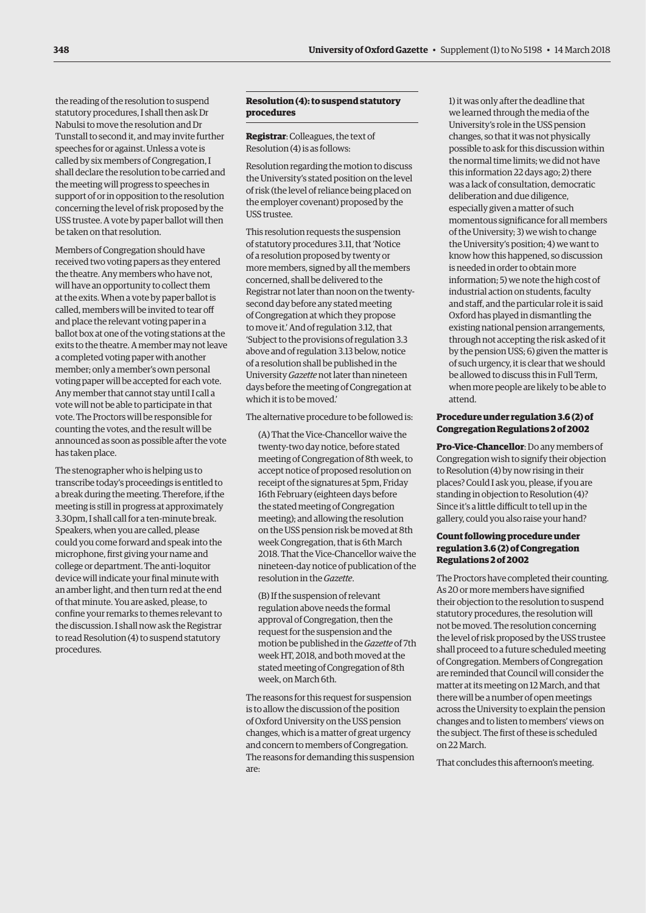the reading of the resolution to suspend statutory procedures, I shall then ask Dr Nabulsi to move the resolution and Dr Tunstall to second it, and may invite further speeches for or against. Unless a vote is called by six members of Congregation, I shall declare the resolution to be carried and the meeting will progress to speeches in support of or in opposition to the resolution concerning the level of risk proposed by the USS trustee. A vote by paper ballot will then be taken on that resolution.

Members of Congregation should have received two voting papers as they entered the theatre. Any members who have not, will have an opportunity to collect them at the exits. When a vote by paper ballot is called, members will be invited to tear off and place the relevant voting paper in a ballot box at one of the voting stations at the exits to the theatre. A member may not leave a completed voting paper with another member; only a member's own personal voting paper will be accepted for each vote. Any member that cannot stay until I call a vote will not be able to participate in that vote. The Proctors will be responsible for counting the votes, and the result will be announced as soon as possible after the vote has taken place.

The stenographer who is helping us to transcribe today's proceedings is entitled to a break during the meeting. Therefore, if the meeting is still in progress at approximately 3.30pm, I shall call for a ten-minute break. Speakers, when you are called, please could you come forward and speak into the microphone, first giving your name and college or department. The anti-loquitor device will indicate your final minute with an amber light, and then turn red at the end of that minute. You are asked, please, to confine your remarks to themes relevant to the discussion. I shall now ask the Registrar to read Resolution (4) to suspend statutory procedures.

### Resolution (4): to suspend statutory procedures

**Registrar**: Colleagues, the text of Resolution (4) is as follows:

Resolution regarding the motion to discuss the University's stated position on the level of risk (the level of reliance being placed on the employer covenant) proposed by the USS trustee.

This resolution requests the suspension of statutory procedures 3.11, that 'Notice of a resolution proposed by twenty or more members, signed by all the members concerned, shall be delivered to the Registrar not later than noon on the twenty-second day before any stated meeting of Congregation at which they propose to move it.' And of regulation 3.12, that 'Subject to the provisions of regulation 3.3 above and of regulation 3.13 below, notice of a resolution shall be published in the University *Gazette* not later than nineteen days before the meeting of Congregation at which it is to be moved.'

The alternative procedure to be followed is:

(A) That the Vice-Chancellor waive the twenty-two day notice, before stated meeting of Congregation of 8th week, to accept notice of proposed resolution on receipt of the signatures at 5pm, Friday 16th February (eighteen days before the stated meeting of Congregation meeting); and allowing the resolution on the USS pension risk be moved at 8th week Congregation, that is 6th March 2018. That the Vice-Chancellor waive the nineteen-day notice of publication of the resolution in the *Gazette*.

(B) If the suspension of relevant regulation above needs the formal approval of Congregation, then the request for the suspension and the motion be published in the *Gazette* of 7th week HT, 2018, and both moved at the stated meeting of Congregation of 8th week, on March 6th.

The reasons for this request for suspension is to allow the discussion of the position of Oxford University on the USS pension changes, which is a matter of great urgency and concern to members of Congregation. The reasons for demanding this suspension are:

1) it was only after the deadline that we learned through the media of the University's role in the USS pension changes, so that it was not physically possible to ask for this discussion within the normal time limits; we did not have this information 22 days ago; 2) there was a lack of consultation, democratic deliberation and due diligence, especially given a matter of such momentous significance for all members of the University; 3) we wish to change the University's position; 4) we want to know how this happened, so discussion is needed in order to obtain more information; 5) we note the high cost of industrial action on students, faculty and staff, and the particular role it is said Oxford has played in dismantling the existing national pension arrangements, through not accepting the risk asked of it by the pension USS; 6) given the matter is of such urgency, it is clear that we should be allowed to discuss this in Full Term, when more people are likely to be able to attend.

### Procedure under regulation 3.6 (2) of Congregation Regulations 2 of 2002

**Pro-Vice-Chancellor**: Do any members of Congregation wish to signify their objection to Resolution (4) by now rising in their places? Could I ask you, please, if you are standing in objection to Resolution (4)? Since it's a little difficult to tell up in the gallery, could you also raise your hand?

### Count following procedure under regulation 3.6 (2) of Congregation Regulations 2 of 2002

The Proctors have completed their counting. As 20 or more members have signified their objection to the resolution to suspend statutory procedures, the resolution will not be moved. The resolution concerning the level of risk proposed by the USS trustee shall proceed to a future scheduled meeting of Congregation. Members of Congregation are reminded that Council will consider the matter at its meeting on 12 March, and that there will be a number of open meetings across the University to explain the pension changes and to listen to members' views on the subject. The first of these is scheduled on 22 March.

That concludes this afternoon's meeting.